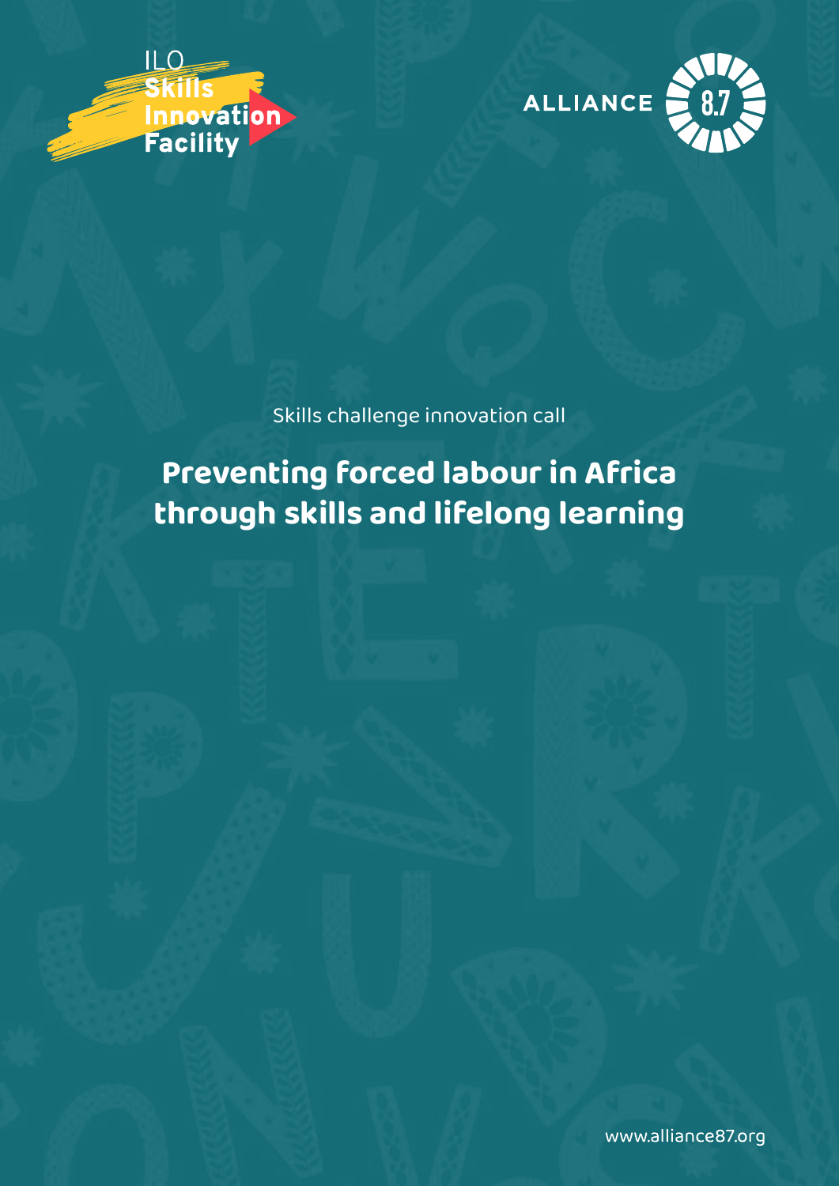ILO Skills Innovation Facility

ALLIANCE 8.7

Skills challenge innovation call

# Preventing forced labour in Africa through skills and lifelong learning

www.alliance87.org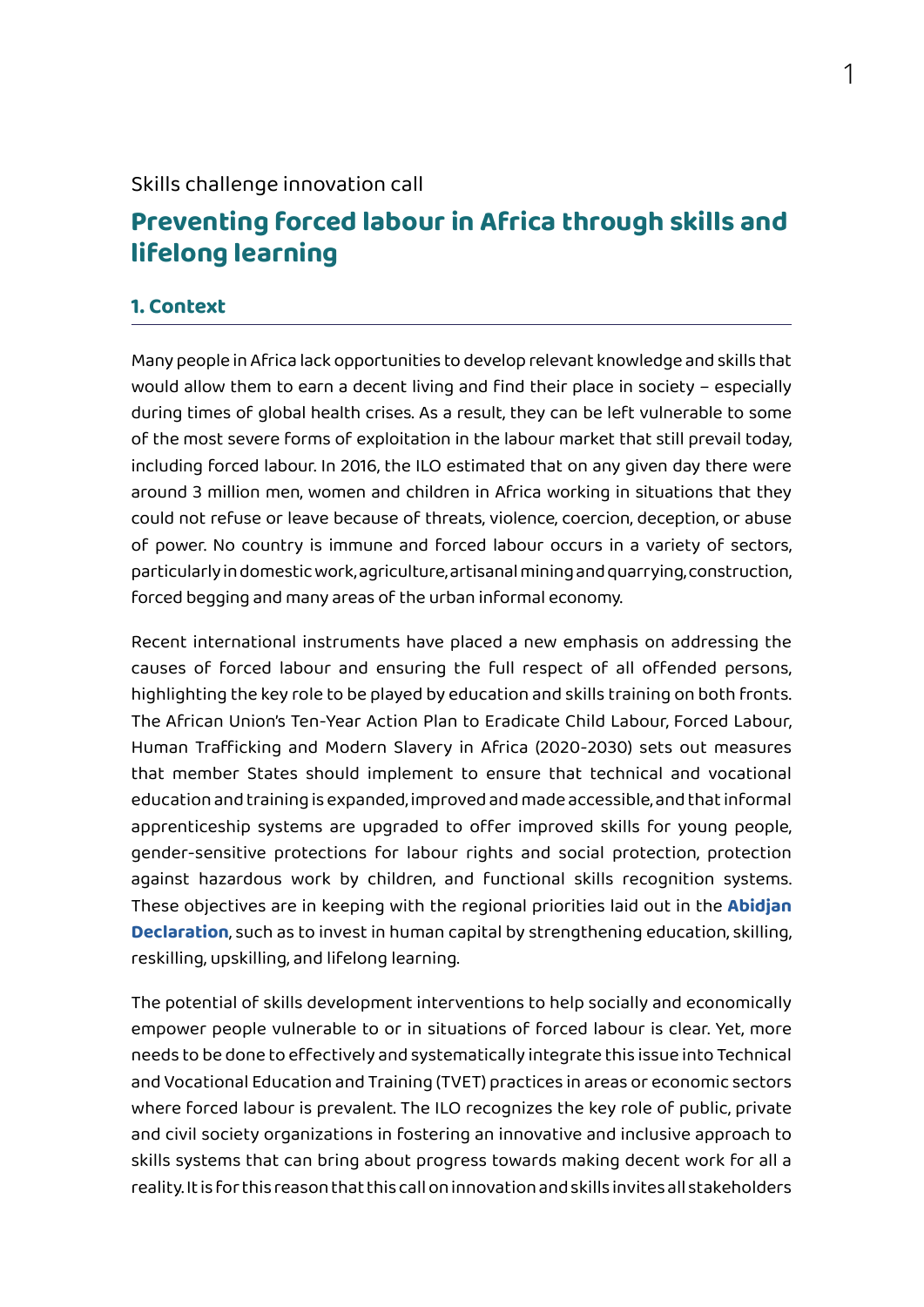Skills challenge innovation call

# Preventing forced labour in Africa through skills and lifelong learning

## 1. Context

Many people in Africa lack opportunities to develop relevant knowledge and skills that would allow them to earn a decent living and find their place in society – especially during times of global health crises. As a result, they can be left vulnerable to some of the most severe forms of exploitation in the labour market that still prevail today, including forced labour. In 2016, the ILO estimated that on any given day there were around 3 million men, women and children in Africa working in situations that they could not refuse or leave because of threats, violence, coercion, deception, or abuse of power. No country is immune and forced labour occurs in a variety of sectors, particularly in domestic work, agriculture, artisanal mining and quarrying, construction, forced begging and many areas of the urban informal economy.

Recent international instruments have placed a new emphasis on addressing the causes of forced labour and ensuring the full respect of all offended persons, highlighting the key role to be played by education and skills training on both fronts. The African Union's Ten-Year Action Plan to Eradicate Child Labour, Forced Labour, Human Trafficking and Modern Slavery in Africa (2020-2030) sets out measures that member States should implement to ensure that technical and vocational education and training is expanded, improved and made accessible, and that informal apprenticeship systems are upgraded to offer improved skills for young people, gender-sensitive protections for labour rights and social protection, protection against hazardous work by children, and functional skills recognition systems. These objectives are in keeping with the regional priorities laid out in the **Abidjan Declaration**, such as to invest in human capital by strengthening education, skilling, reskilling, upskilling, and lifelong learning.

The potential of skills development interventions to help socially and economically empower people vulnerable to or in situations of forced labour is clear. Yet, more needs to be done to effectively and systematically integrate this issue into Technical and Vocational Education and Training (TVET) practices in areas or economic sectors where forced labour is prevalent. The ILO recognizes the key role of public, private and civil society organizations in fostering an innovative and inclusive approach to skills systems that can bring about progress towards making decent work for all a reality. It is for this reason that this call on innovation and skills invites all stakeholders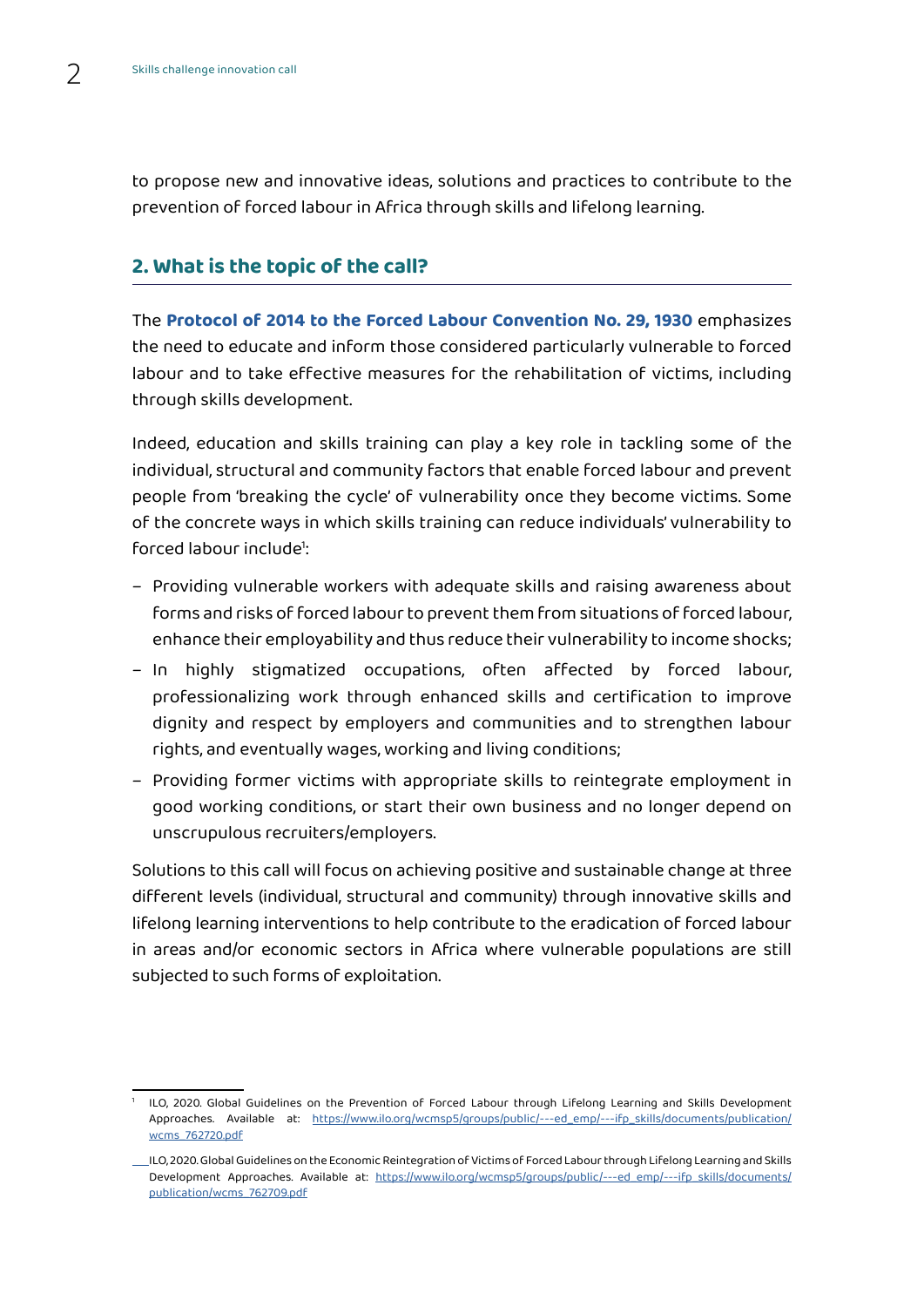to propose new and innovative ideas, solutions and practices to contribute to the prevention of forced labour in Africa through skills and lifelong learning.

## 2. What is the topic of the call?

The **Protocol of 2014 to the Forced Labour Convention No. 29, 1930** emphasizes the need to educate and inform those considered particularly vulnerable to forced labour and to take effective measures for the rehabilitation of victims, including through skills development.

Indeed, education and skills training can play a key role in tackling some of the individual, structural and community factors that enable forced labour and prevent people from 'breaking the cycle' of vulnerability once they become victims. Some of the concrete ways in which skills training can reduce individuals' vulnerability to forced labour include[1]:

- Providing vulnerable workers with adequate skills and raising awareness about forms and risks of forced labour to prevent them from situations of forced labour, enhance their employability and thus reduce their vulnerability to income shocks;
- In highly stigmatized occupations, often affected by forced labour, professionalizing work through enhanced skills and certification to improve dignity and respect by employers and communities and to strengthen labour rights, and eventually wages, working and living conditions;
- Providing former victims with appropriate skills to reintegrate employment in good working conditions, or start their own business and no longer depend on unscrupulous recruiters/employers.

Solutions to this call will focus on achieving positive and sustainable change at three different levels (individual, structural and community) through innovative skills and lifelong learning interventions to help contribute to the eradication of forced labour in areas and/or economic sectors in Africa where vulnerable populations are still subjected to such forms of exploitation.

---

[1] ILO, 2020. Global Guidelines on the Prevention of Forced Labour through Lifelong Learning and Skills Development Approaches. Available at: https://www.ilo.org/wcmsp5/groups/public/---ed_emp/---ifp_skills/documents/publication/wcms_762720.pdf

ILO, 2020. Global Guidelines on the Economic Reintegration of Victims of Forced Labour through Lifelong Learning and Skills Development Approaches. Available at: https://www.ilo.org/wcmsp5/groups/public/---ed_emp/---ifp_skills/documents/publication/wcms_762709.pdf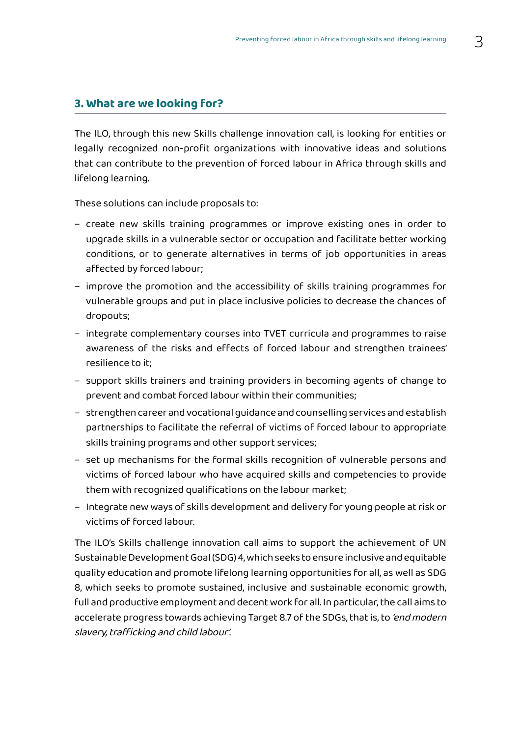## 3. What are we looking for?

The ILO, through this new Skills challenge innovation call, is looking for entities or legally recognized non-profit organizations with innovative ideas and solutions that can contribute to the prevention of forced labour in Africa through skills and lifelong learning.

These solutions can include proposals to:

- create new skills training programmes or improve existing ones in order to upgrade skills in a vulnerable sector or occupation and facilitate better working conditions, or to generate alternatives in terms of job opportunities in areas affected by forced labour;
- improve the promotion and the accessibility of skills training programmes for vulnerable groups and put in place inclusive policies to decrease the chances of dropouts;
- integrate complementary courses into TVET curricula and programmes to raise awareness of the risks and effects of forced labour and strengthen trainees' resilience to it;
- support skills trainers and training providers in becoming agents of change to prevent and combat forced labour within their communities;
- strengthen career and vocational guidance and counselling services and establish partnerships to facilitate the referral of victims of forced labour to appropriate skills training programs and other support services;
- set up mechanisms for the formal skills recognition of vulnerable persons and victims of forced labour who have acquired skills and competencies to provide them with recognized qualifications on the labour market;
- Integrate new ways of skills development and delivery for young people at risk or victims of forced labour.

The ILO's Skills challenge innovation call aims to support the achievement of UN Sustainable Development Goal (SDG) 4, which seeks to ensure inclusive and equitable quality education and promote lifelong learning opportunities for all, as well as SDG 8, which seeks to promote sustained, inclusive and sustainable economic growth, full and productive employment and decent work for all. In particular, the call aims to accelerate progress towards achieving Target 8.7 of the SDGs, that is, to *'end modern slavery, trafficking and child labour'*.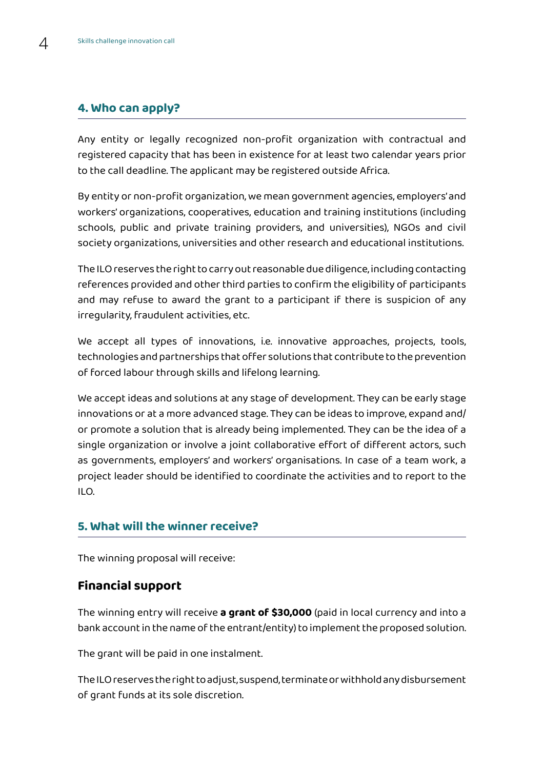## 4. Who can apply?

Any entity or legally recognized non-profit organization with contractual and registered capacity that has been in existence for at least two calendar years prior to the call deadline. The applicant may be registered outside Africa.

By entity or non-profit organization, we mean government agencies, employers' and workers' organizations, cooperatives, education and training institutions (including schools, public and private training providers, and universities), NGOs and civil society organizations, universities and other research and educational institutions.

The ILO reserves the right to carry out reasonable due diligence, including contacting references provided and other third parties to confirm the eligibility of participants and may refuse to award the grant to a participant if there is suspicion of any irregularity, fraudulent activities, etc.

We accept all types of innovations, i.e. innovative approaches, projects, tools, technologies and partnerships that offer solutions that contribute to the prevention of forced labour through skills and lifelong learning.

We accept ideas and solutions at any stage of development. They can be early stage innovations or at a more advanced stage. They can be ideas to improve, expand and/or promote a solution that is already being implemented. They can be the idea of a single organization or involve a joint collaborative effort of different actors, such as governments, employers' and workers' organisations. In case of a team work, a project leader should be identified to coordinate the activities and to report to the ILO.

## 5. What will the winner receive?

The winning proposal will receive:

### Financial support

The winning entry will receive **a grant of $30,000** (paid in local currency and into a bank account in the name of the entrant/entity) to implement the proposed solution.

The grant will be paid in one instalment.

The ILO reserves the right to adjust, suspend, terminate or withhold any disbursement of grant funds at its sole discretion.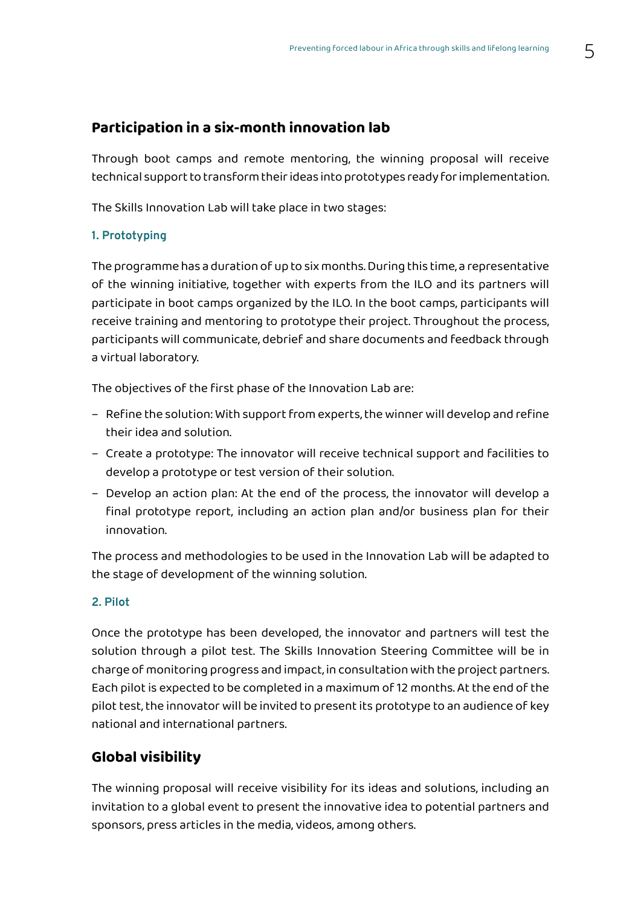## Participation in a six-month innovation lab

Through boot camps and remote mentoring, the winning proposal will receive technical support to transform their ideas into prototypes ready for implementation.

The Skills Innovation Lab will take place in two stages:

### 1. Prototyping

The programme has a duration of up to six months. During this time, a representative of the winning initiative, together with experts from the ILO and its partners will participate in boot camps organized by the ILO. In the boot camps, participants will receive training and mentoring to prototype their project. Throughout the process, participants will communicate, debrief and share documents and feedback through a virtual laboratory.

The objectives of the first phase of the Innovation Lab are:

- Refine the solution: With support from experts, the winner will develop and refine their idea and solution.
- Create a prototype: The innovator will receive technical support and facilities to develop a prototype or test version of their solution.
- Develop an action plan: At the end of the process, the innovator will develop a final prototype report, including an action plan and/or business plan for their innovation.

The process and methodologies to be used in the Innovation Lab will be adapted to the stage of development of the winning solution.

### 2. Pilot

Once the prototype has been developed, the innovator and partners will test the solution through a pilot test. The Skills Innovation Steering Committee will be in charge of monitoring progress and impact, in consultation with the project partners. Each pilot is expected to be completed in a maximum of 12 months. At the end of the pilot test, the innovator will be invited to present its prototype to an audience of key national and international partners.

## Global visibility

The winning proposal will receive visibility for its ideas and solutions, including an invitation to a global event to present the innovative idea to potential partners and sponsors, press articles in the media, videos, among others.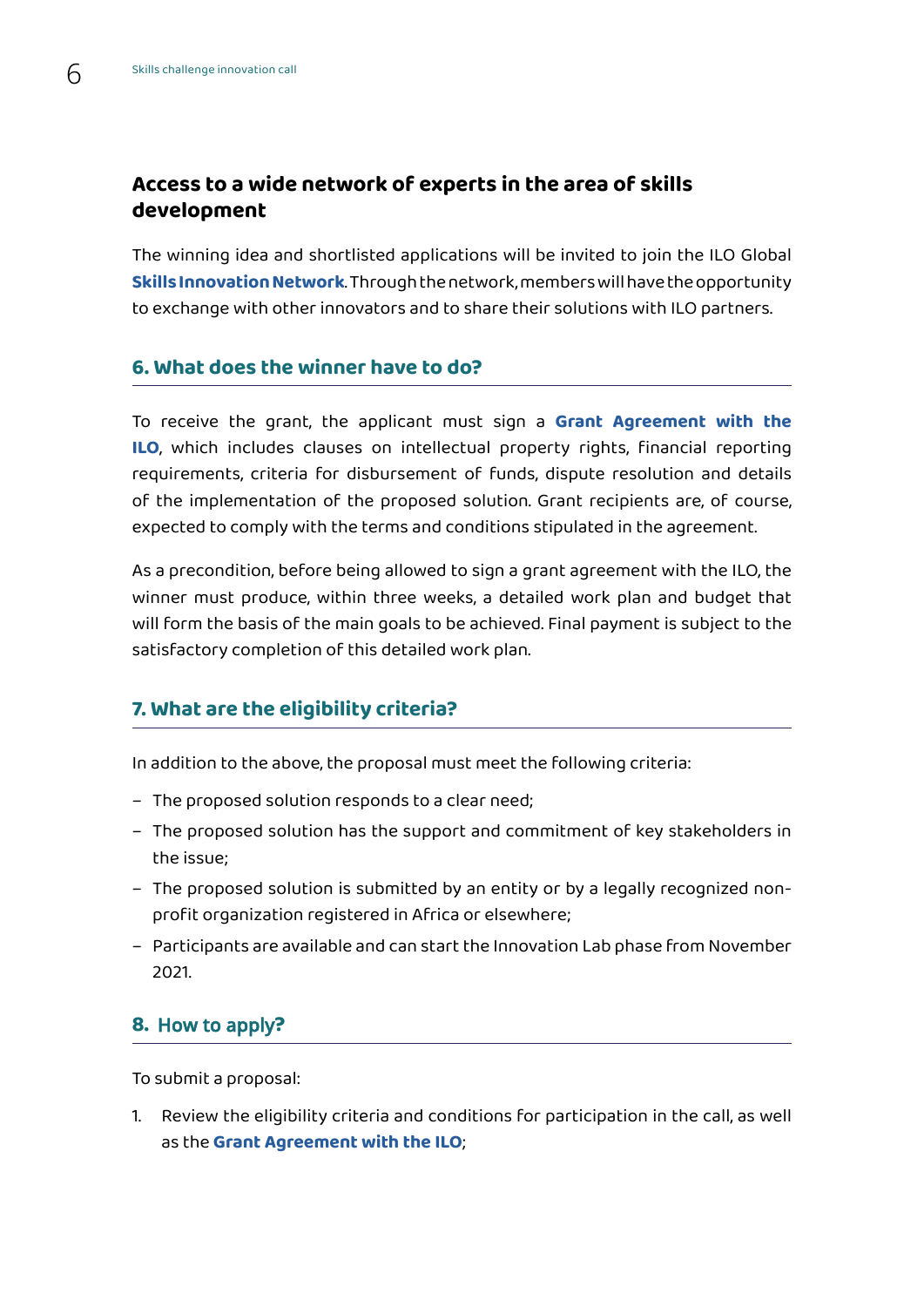### Access to a wide network of experts in the area of skills development

The winning idea and shortlisted applications will be invited to join the ILO Global **Skills Innovation Network**. Through the network, members will have the opportunity to exchange with other innovators and to share their solutions with ILO partners.

## 6. What does the winner have to do?

To receive the grant, the applicant must sign a **Grant Agreement with the ILO**, which includes clauses on intellectual property rights, financial reporting requirements, criteria for disbursement of funds, dispute resolution and details of the implementation of the proposed solution. Grant recipients are, of course, expected to comply with the terms and conditions stipulated in the agreement.

As a precondition, before being allowed to sign a grant agreement with the ILO, the winner must produce, within three weeks, a detailed work plan and budget that will form the basis of the main goals to be achieved. Final payment is subject to the satisfactory completion of this detailed work plan.

## 7. What are the eligibility criteria?

In addition to the above, the proposal must meet the following criteria:

- The proposed solution responds to a clear need;
- The proposed solution has the support and commitment of key stakeholders in the issue;
- The proposed solution is submitted by an entity or by a legally recognized non-profit organization registered in Africa or elsewhere;
- Participants are available and can start the Innovation Lab phase from November 2021.

## 8. How to apply?

To submit a proposal:

1. Review the eligibility criteria and conditions for participation in the call, as well as the **Grant Agreement with the ILO**;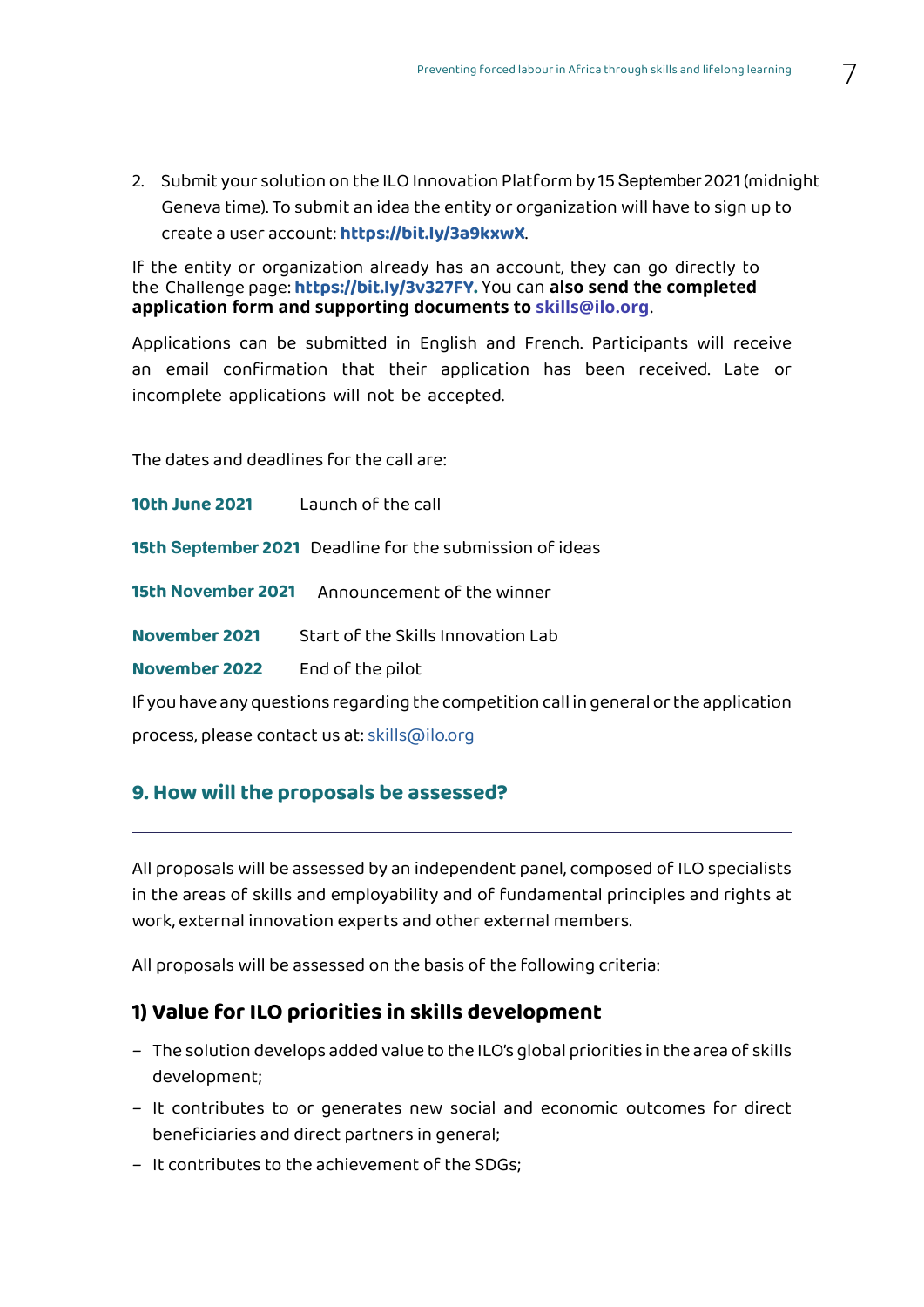2. Submit your solution on the ILO Innovation Platform by 15 September 2021 (midnight Geneva time). To submit an idea the entity or organization will have to sign up to create a user account: **https://bit.ly/3a9kxwX**.

If the entity or organization already has an account, they can go directly to the Challenge page: **https://bit.ly/3v327FY.** You can **also send the completed application form and supporting documents to skills@ilo.org**.

Applications can be submitted in English and French. Participants will receive an email confirmation that their application has been received. Late or incomplete applications will not be accepted.

The dates and deadlines for the call are:

**10th June 2021** Launch of the call

**15th September 2021** Deadline for the submission of ideas

**15th November 2021** Announcement of the winner

**November 2021** Start of the Skills Innovation Lab

**November 2022** End of the pilot

If you have any questions regarding the competition call in general or the application process, please contact us at: skills@ilo.org

## 9. How will the proposals be assessed?

All proposals will be assessed by an independent panel, composed of ILO specialists in the areas of skills and employability and of fundamental principles and rights at work, external innovation experts and other external members.

All proposals will be assessed on the basis of the following criteria:

### 1) Value for ILO priorities in skills development

- The solution develops added value to the ILO's global priorities in the area of skills development;
- It contributes to or generates new social and economic outcomes for direct beneficiaries and direct partners in general;
- It contributes to the achievement of the SDGs;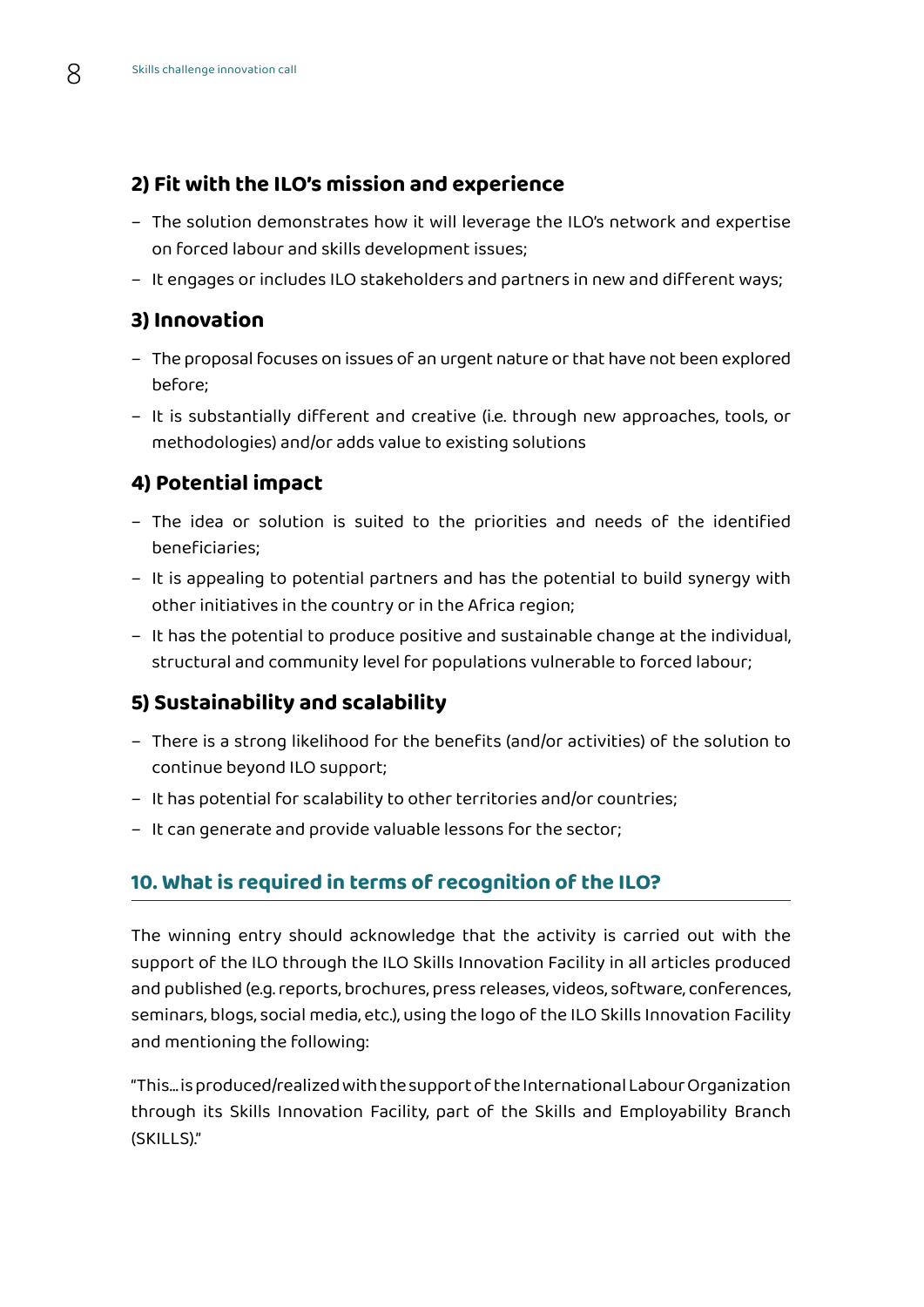### 2) Fit with the ILO's mission and experience

- The solution demonstrates how it will leverage the ILO's network and expertise on forced labour and skills development issues;
- It engages or includes ILO stakeholders and partners in new and different ways;

### 3) Innovation

- The proposal focuses on issues of an urgent nature or that have not been explored before;
- It is substantially different and creative (i.e. through new approaches, tools, or methodologies) and/or adds value to existing solutions

### 4) Potential impact

- The idea or solution is suited to the priorities and needs of the identified beneficiaries;
- It is appealing to potential partners and has the potential to build synergy with other initiatives in the country or in the Africa region;
- It has the potential to produce positive and sustainable change at the individual, structural and community level for populations vulnerable to forced labour;

### 5) Sustainability and scalability

- There is a strong likelihood for the benefits (and/or activities) of the solution to continue beyond ILO support;
- It has potential for scalability to other territories and/or countries;
- It can generate and provide valuable lessons for the sector;

## 10. What is required in terms of recognition of the ILO?

The winning entry should acknowledge that the activity is carried out with the support of the ILO through the ILO Skills Innovation Facility in all articles produced and published (e.g. reports, brochures, press releases, videos, software, conferences, seminars, blogs, social media, etc.), using the logo of the ILO Skills Innovation Facility and mentioning the following:

"This... is produced/realized with the support of the International Labour Organization through its Skills Innovation Facility, part of the Skills and Employability Branch (SKILLS)."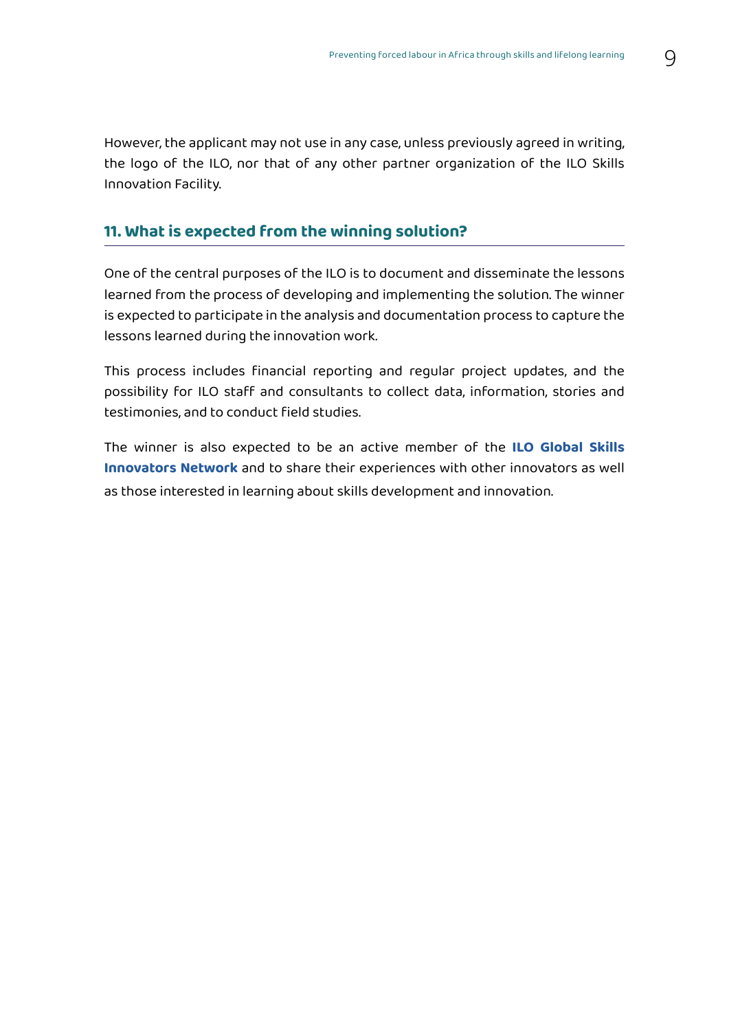However, the applicant may not use in any case, unless previously agreed in writing, the logo of the ILO, nor that of any other partner organization of the ILO Skills Innovation Facility.

## 11. What is expected from the winning solution?

One of the central purposes of the ILO is to document and disseminate the lessons learned from the process of developing and implementing the solution. The winner is expected to participate in the analysis and documentation process to capture the lessons learned during the innovation work.

This process includes financial reporting and regular project updates, and the possibility for ILO staff and consultants to collect data, information, stories and testimonies, and to conduct field studies.

The winner is also expected to be an active member of the **ILO Global Skills Innovators Network** and to share their experiences with other innovators as well as those interested in learning about skills development and innovation.